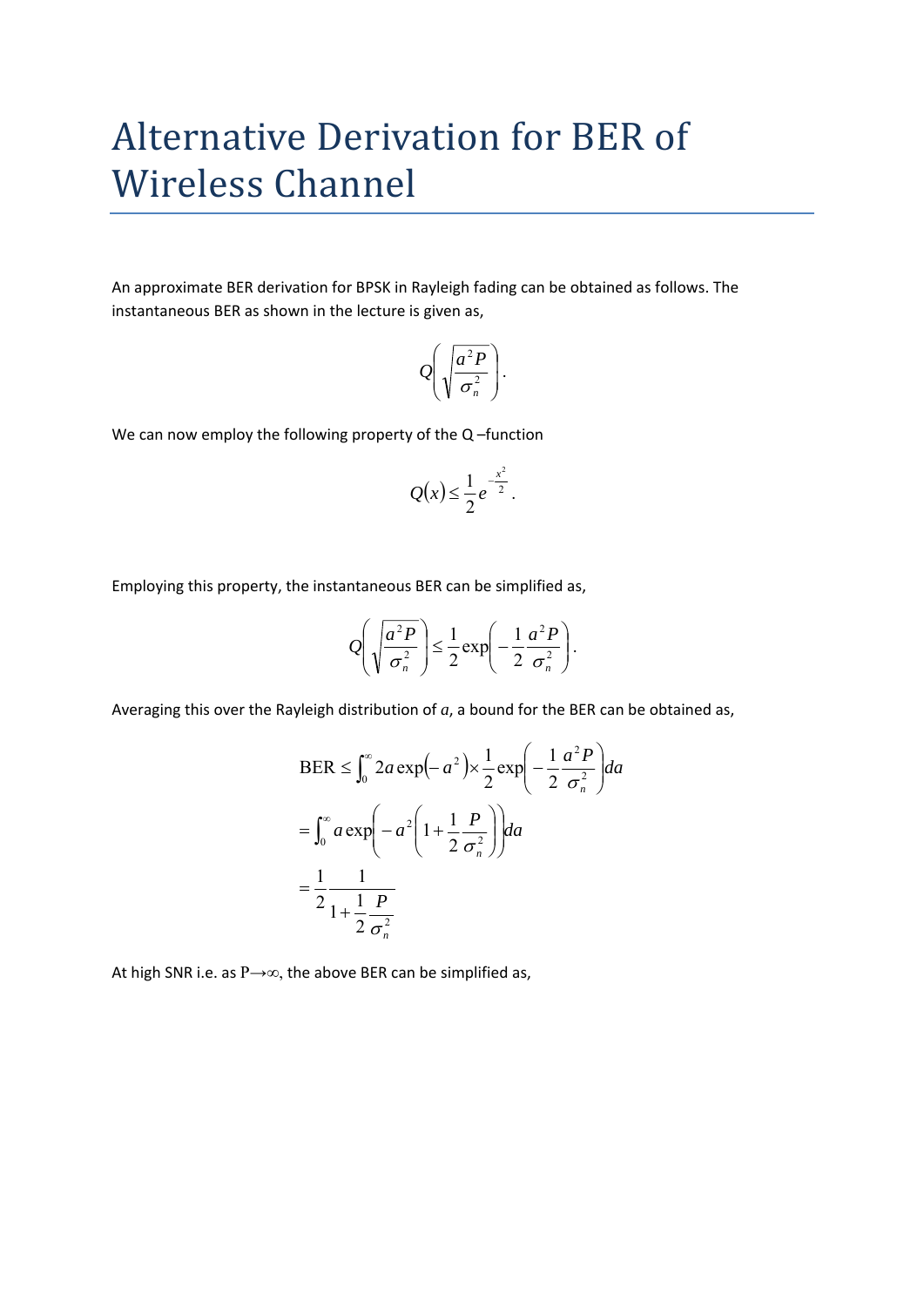# Alternative Derivation for BER of Wireless Channel

An approximate BER derivation for BPSK in Rayleigh fading can be obtained as follows. The instantaneous BER as shown in the lecture is given as,

$$Q\left(\sqrt{\frac{a^2 P}{\sigma_n^2}}\right).$$

We can now employ the following property of the Q –function

$$Q(x) \leq \frac{1}{2} e^{-\frac{x^2}{2}}.$$

Employing this property, the instantaneous BER can be simplified as,

$$Q\left(\sqrt{\frac{a^2 P}{\sigma_n^2}}\right) \leq \frac{1}{2} \exp\left(-\frac{1}{2}\frac{a^2 P}{\sigma_n^2}\right).$$

Averaging this over the Rayleigh distribution of $a$, a bound for the BER can be obtained as,

$$\begin{aligned}
\text{BER} &\leq \int_0^\infty 2a \exp\left(-a^2\right) \times \frac{1}{2} \exp\left(-\frac{1}{2}\frac{a^2 P}{\sigma_n^2}\right) da \\
&= \int_0^\infty a \exp\left(-a^2\left(1 + \frac{1}{2}\frac{P}{\sigma_n^2}\right)\right) da \\
&= \frac{1}{2} \frac{1}{1 + \frac{1}{2}\frac{P}{\sigma_n^2}}
\end{aligned}$$

At high SNR i.e. as $P \rightarrow \infty$, the above BER can be simplified as,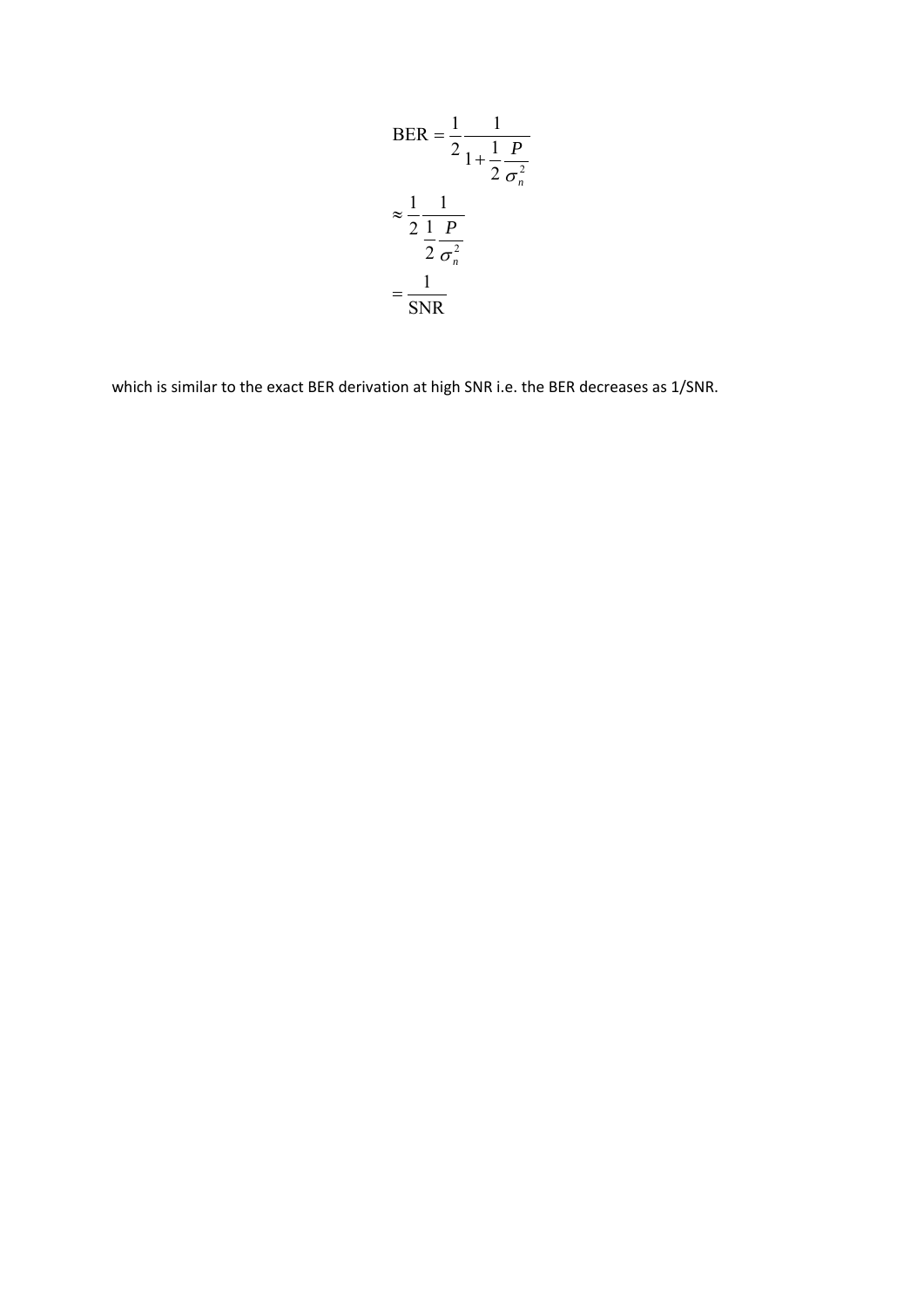$$
\begin{aligned}
\text{BER} &= \frac{1}{2}\frac{1}{1+\frac{1}{2}\frac{P}{\sigma_n^2}} \\
&\approx \frac{1}{2}\frac{1}{\frac{1}{2}\frac{P}{\sigma_n^2}} \\
&= \frac{1}{\text{SNR}}
\end{aligned}
$$

which is similar to the exact BER derivation at high SNR i.e. the BER decreases as 1/SNR.